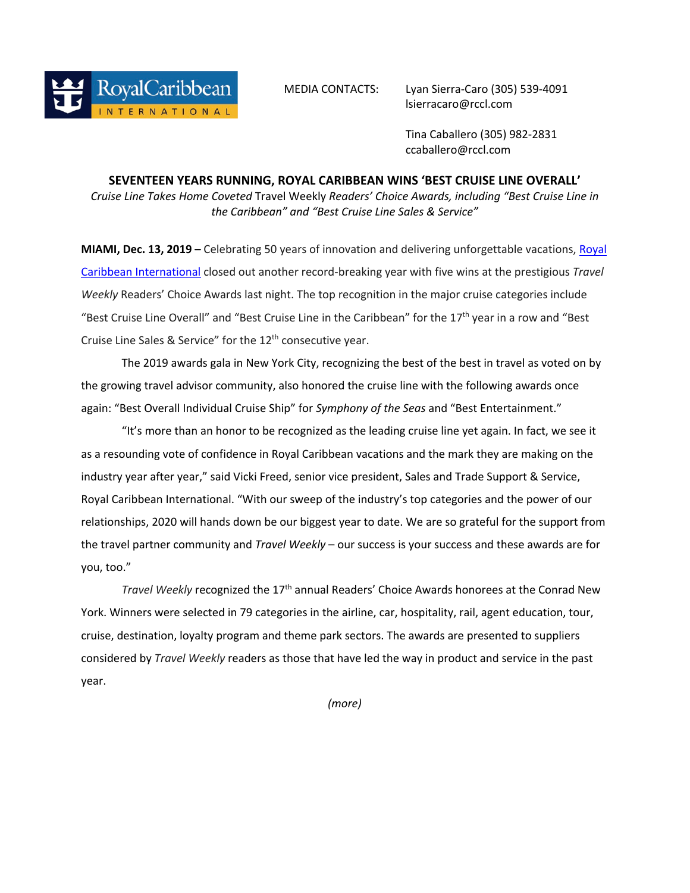MEDIA CONTACTS: Lyan Sierra-Caro (305) 539-4091
lsierracaro@rccl.com

Tina Caballero (305) 982-2831
ccaballero@rccl.com

**SEVENTEEN YEARS RUNNING, ROYAL CARIBBEAN WINS 'BEST CRUISE LINE OVERALL'**

*Cruise Line Takes Home Coveted* Travel Weekly *Readers' Choice Awards, including "Best Cruise Line in the Caribbean" and "Best Cruise Line Sales & Service"*

**MIAMI, Dec. 13, 2019 –** Celebrating 50 years of innovation and delivering unforgettable vacations, Royal Caribbean International closed out another record-breaking year with five wins at the prestigious *Travel Weekly* Readers' Choice Awards last night. The top recognition in the major cruise categories include "Best Cruise Line Overall" and "Best Cruise Line in the Caribbean" for the 17th year in a row and "Best Cruise Line Sales & Service" for the 12th consecutive year.

The 2019 awards gala in New York City, recognizing the best of the best in travel as voted on by the growing travel advisor community, also honored the cruise line with the following awards once again: "Best Overall Individual Cruise Ship" for *Symphony of the Seas* and "Best Entertainment."

"It's more than an honor to be recognized as the leading cruise line yet again. In fact, we see it as a resounding vote of confidence in Royal Caribbean vacations and the mark they are making on the industry year after year," said Vicki Freed, senior vice president, Sales and Trade Support & Service, Royal Caribbean International. "With our sweep of the industry's top categories and the power of our relationships, 2020 will hands down be our biggest year to date. We are so grateful for the support from the travel partner community and *Travel Weekly* – our success is your success and these awards are for you, too."

*Travel Weekly* recognized the 17th annual Readers' Choice Awards honorees at the Conrad New York. Winners were selected in 79 categories in the airline, car, hospitality, rail, agent education, tour, cruise, destination, loyalty program and theme park sectors. The awards are presented to suppliers considered by *Travel Weekly* readers as those that have led the way in product and service in the past year.

*(more)*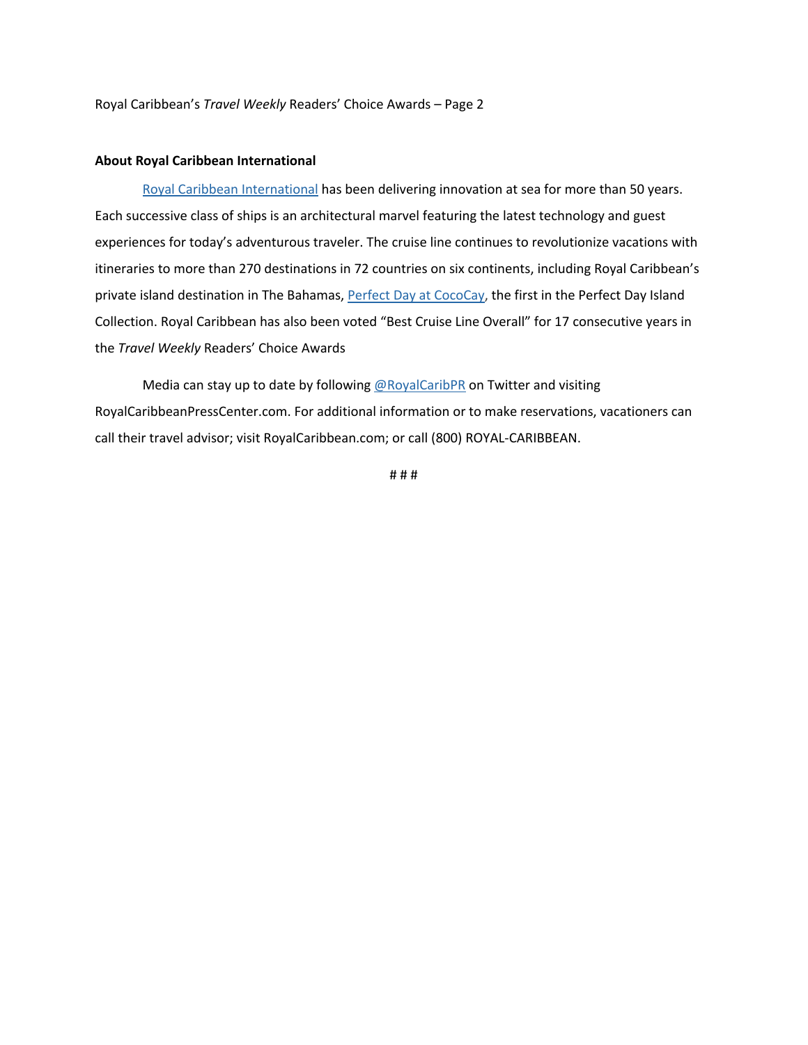**About Royal Caribbean International**

Royal Caribbean International has been delivering innovation at sea for more than 50 years. Each successive class of ships is an architectural marvel featuring the latest technology and guest experiences for today's adventurous traveler. The cruise line continues to revolutionize vacations with itineraries to more than 270 destinations in 72 countries on six continents, including Royal Caribbean's private island destination in The Bahamas, Perfect Day at CocoCay, the first in the Perfect Day Island Collection. Royal Caribbean has also been voted "Best Cruise Line Overall" for 17 consecutive years in the *Travel Weekly* Readers' Choice Awards

Media can stay up to date by following @RoyalCaribPR on Twitter and visiting RoyalCaribbeanPressCenter.com. For additional information or to make reservations, vacationers can call their travel advisor; visit RoyalCaribbean.com; or call (800) ROYAL-CARIBBEAN.

# # #